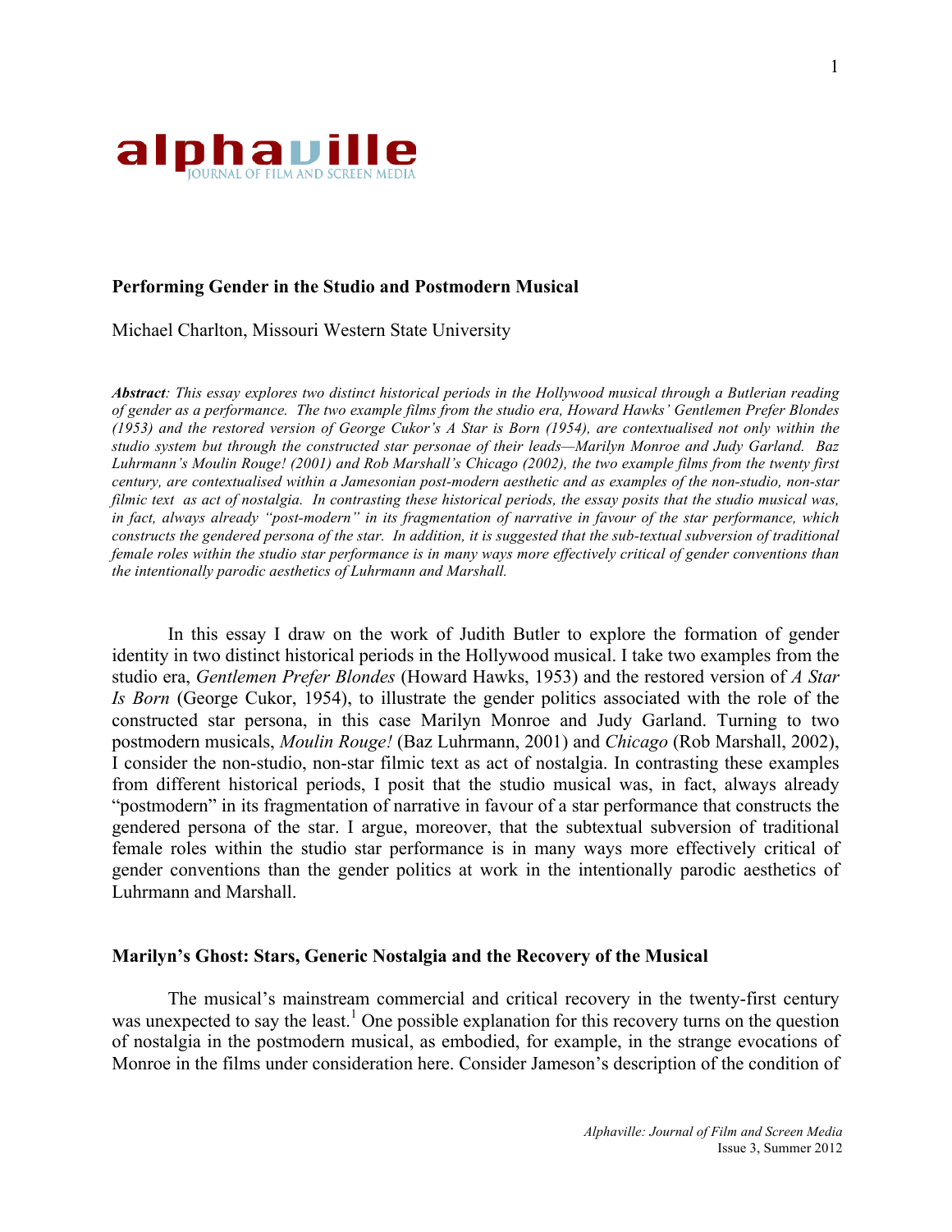# Performing Gender in the Studio and Postmodern Musical

Michael Charlton, Missouri Western State University

***Abstract**: This essay explores two distinct historical periods in the Hollywood musical through a Butlerian reading of gender as a performance. The two example films from the studio era, Howard Hawks' Gentlemen Prefer Blondes (1953) and the restored version of George Cukor's A Star is Born (1954), are contextualised not only within the studio system but through the constructed star personae of their leads—Marilyn Monroe and Judy Garland. Baz Luhrmann's Moulin Rouge! (2001) and Rob Marshall's Chicago (2002), the two example films from the twenty first century, are contextualised within a Jamesonian post-modern aesthetic and as examples of the non-studio, non-star filmic text as act of nostalgia. In contrasting these historical periods, the essay posits that the studio musical was, in fact, always already "post-modern" in its fragmentation of narrative in favour of the star performance, which constructs the gendered persona of the star. In addition, it is suggested that the sub-textual subversion of traditional female roles within the studio star performance is in many ways more effectively critical of gender conventions than the intentionally parodic aesthetics of Luhrmann and Marshall.*

In this essay I draw on the work of Judith Butler to explore the formation of gender identity in two distinct historical periods in the Hollywood musical. I take two examples from the studio era, *Gentlemen Prefer Blondes* (Howard Hawks, 1953) and the restored version of *A Star Is Born* (George Cukor, 1954), to illustrate the gender politics associated with the role of the constructed star persona, in this case Marilyn Monroe and Judy Garland. Turning to two postmodern musicals, *Moulin Rouge!* (Baz Luhrmann, 2001) and *Chicago* (Rob Marshall, 2002), I consider the non-studio, non-star filmic text as act of nostalgia. In contrasting these examples from different historical periods, I posit that the studio musical was, in fact, always already "postmodern" in its fragmentation of narrative in favour of a star performance that constructs the gendered persona of the star. I argue, moreover, that the subtextual subversion of traditional female roles within the studio star performance is in many ways more effectively critical of gender conventions than the gender politics at work in the intentionally parodic aesthetics of Luhrmann and Marshall.

## Marilyn's Ghost: Stars, Generic Nostalgia and the Recovery of the Musical

The musical's mainstream commercial and critical recovery in the twenty-first century was unexpected to say the least.[1] One possible explanation for this recovery turns on the question of nostalgia in the postmodern musical, as embodied, for example, in the strange evocations of Monroe in the films under consideration here. Consider Jameson's description of the condition of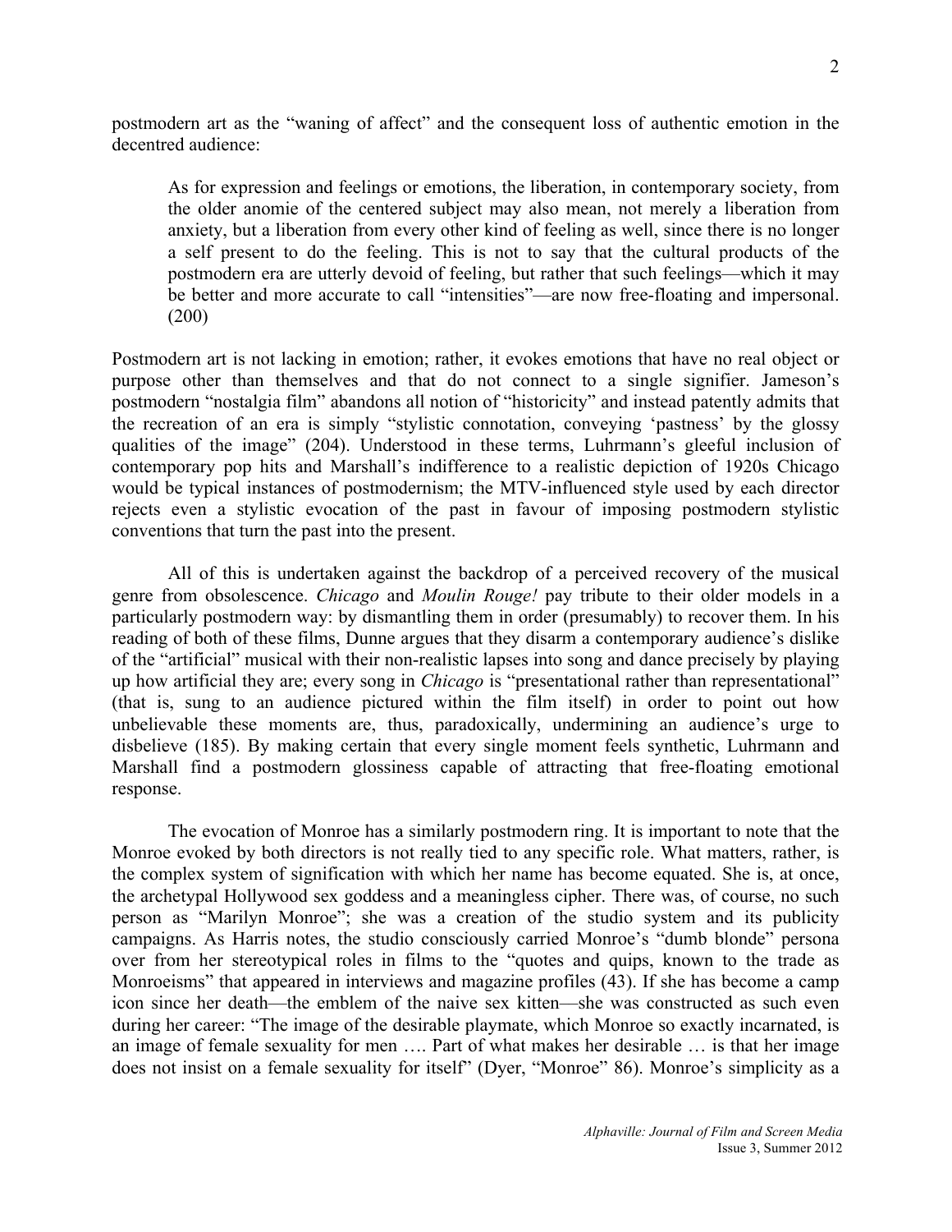postmodern art as the "waning of affect" and the consequent loss of authentic emotion in the decentred audience:

> As for expression and feelings or emotions, the liberation, in contemporary society, from the older anomie of the centered subject may also mean, not merely a liberation from anxiety, but a liberation from every other kind of feeling as well, since there is no longer a self present to do the feeling. This is not to say that the cultural products of the postmodern era are utterly devoid of feeling, but rather that such feelings—which it may be better and more accurate to call "intensities"—are now free-floating and impersonal. (200)

Postmodern art is not lacking in emotion; rather, it evokes emotions that have no real object or purpose other than themselves and that do not connect to a single signifier. Jameson's postmodern "nostalgia film" abandons all notion of "historicity" and instead patently admits that the recreation of an era is simply "stylistic connotation, conveying 'pastness' by the glossy qualities of the image" (204). Understood in these terms, Luhrmann's gleeful inclusion of contemporary pop hits and Marshall's indifference to a realistic depiction of 1920s Chicago would be typical instances of postmodernism; the MTV-influenced style used by each director rejects even a stylistic evocation of the past in favour of imposing postmodern stylistic conventions that turn the past into the present.

All of this is undertaken against the backdrop of a perceived recovery of the musical genre from obsolescence. *Chicago* and *Moulin Rouge!* pay tribute to their older models in a particularly postmodern way: by dismantling them in order (presumably) to recover them. In his reading of both of these films, Dunne argues that they disarm a contemporary audience's dislike of the "artificial" musical with their non-realistic lapses into song and dance precisely by playing up how artificial they are; every song in *Chicago* is "presentational rather than representational" (that is, sung to an audience pictured within the film itself) in order to point out how unbelievable these moments are, thus, paradoxically, undermining an audience's urge to disbelieve (185). By making certain that every single moment feels synthetic, Luhrmann and Marshall find a postmodern glossiness capable of attracting that free-floating emotional response.

The evocation of Monroe has a similarly postmodern ring. It is important to note that the Monroe evoked by both directors is not really tied to any specific role. What matters, rather, is the complex system of signification with which her name has become equated. She is, at once, the archetypal Hollywood sex goddess and a meaningless cipher. There was, of course, no such person as "Marilyn Monroe"; she was a creation of the studio system and its publicity campaigns. As Harris notes, the studio consciously carried Monroe's "dumb blonde" persona over from her stereotypical roles in films to the "quotes and quips, known to the trade as Monroeisms" that appeared in interviews and magazine profiles (43). If she has become a camp icon since her death—the emblem of the naive sex kitten—she was constructed as such even during her career: "The image of the desirable playmate, which Monroe so exactly incarnated, is an image of female sexuality for men …. Part of what makes her desirable … is that her image does not insist on a female sexuality for itself" (Dyer, "Monroe" 86). Monroe's simplicity as a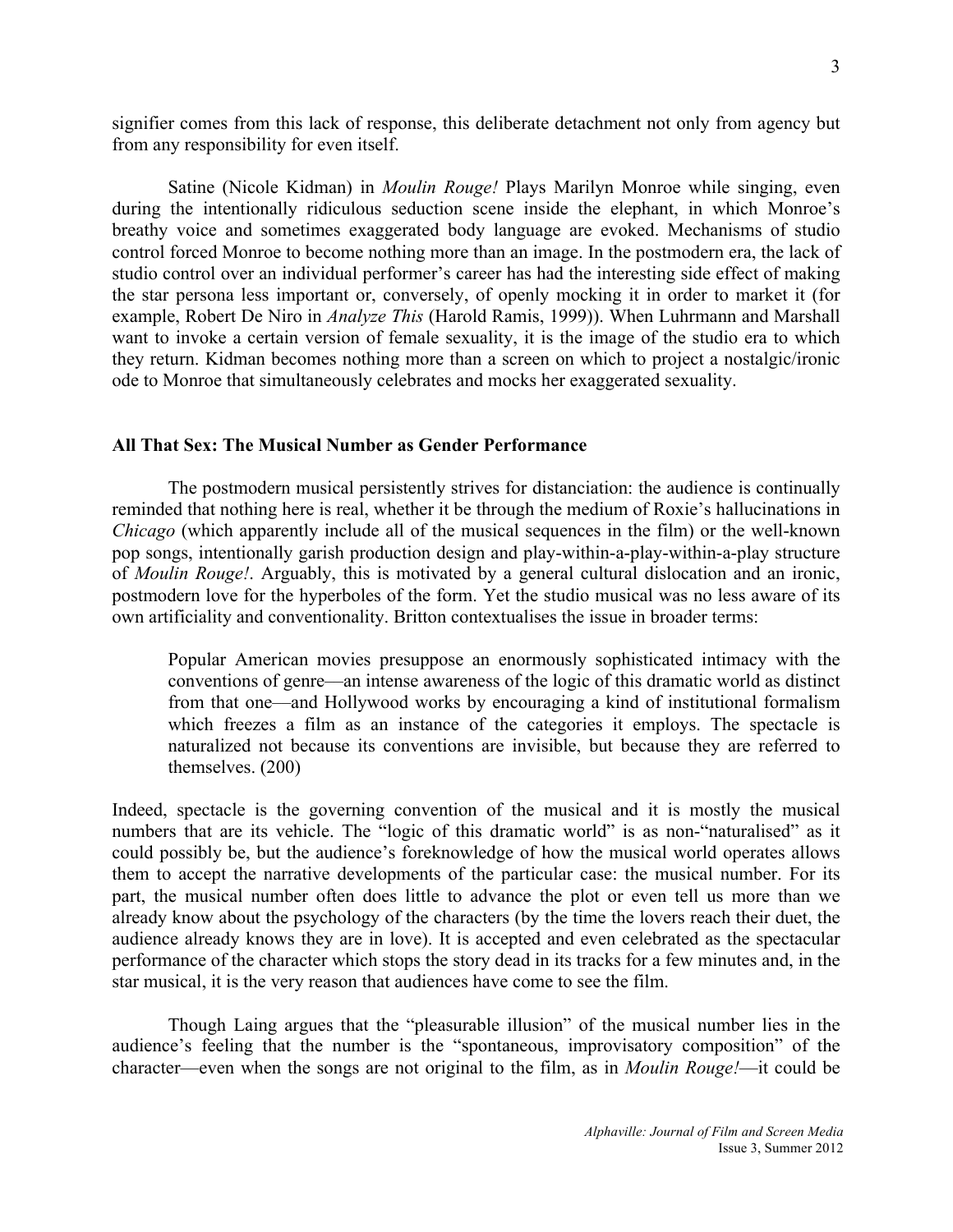signifier comes from this lack of response, this deliberate detachment not only from agency but from any responsibility for even itself.

Satine (Nicole Kidman) in *Moulin Rouge!* Plays Marilyn Monroe while singing, even during the intentionally ridiculous seduction scene inside the elephant, in which Monroe's breathy voice and sometimes exaggerated body language are evoked. Mechanisms of studio control forced Monroe to become nothing more than an image. In the postmodern era, the lack of studio control over an individual performer's career has had the interesting side effect of making the star persona less important or, conversely, of openly mocking it in order to market it (for example, Robert De Niro in *Analyze This* (Harold Ramis, 1999)). When Luhrmann and Marshall want to invoke a certain version of female sexuality, it is the image of the studio era to which they return. Kidman becomes nothing more than a screen on which to project a nostalgic/ironic ode to Monroe that simultaneously celebrates and mocks her exaggerated sexuality.

## All That Sex: The Musical Number as Gender Performance

The postmodern musical persistently strives for distanciation: the audience is continually reminded that nothing here is real, whether it be through the medium of Roxie's hallucinations in *Chicago* (which apparently include all of the musical sequences in the film) or the well-known pop songs, intentionally garish production design and play-within-a-play-within-a-play structure of *Moulin Rouge!*. Arguably, this is motivated by a general cultural dislocation and an ironic, postmodern love for the hyperboles of the form. Yet the studio musical was no less aware of its own artificiality and conventionality. Britton contextualises the issue in broader terms:

> Popular American movies presuppose an enormously sophisticated intimacy with the conventions of genre—an intense awareness of the logic of this dramatic world as distinct from that one—and Hollywood works by encouraging a kind of institutional formalism which freezes a film as an instance of the categories it employs. The spectacle is naturalized not because its conventions are invisible, but because they are referred to themselves. (200)

Indeed, spectacle is the governing convention of the musical and it is mostly the musical numbers that are its vehicle. The "logic of this dramatic world" is as non-"naturalised" as it could possibly be, but the audience's foreknowledge of how the musical world operates allows them to accept the narrative developments of the particular case: the musical number. For its part, the musical number often does little to advance the plot or even tell us more than we already know about the psychology of the characters (by the time the lovers reach their duet, the audience already knows they are in love). It is accepted and even celebrated as the spectacular performance of the character which stops the story dead in its tracks for a few minutes and, in the star musical, it is the very reason that audiences have come to see the film.

Though Laing argues that the "pleasurable illusion" of the musical number lies in the audience's feeling that the number is the "spontaneous, improvisatory composition" of the character—even when the songs are not original to the film, as in *Moulin Rouge!*—it could be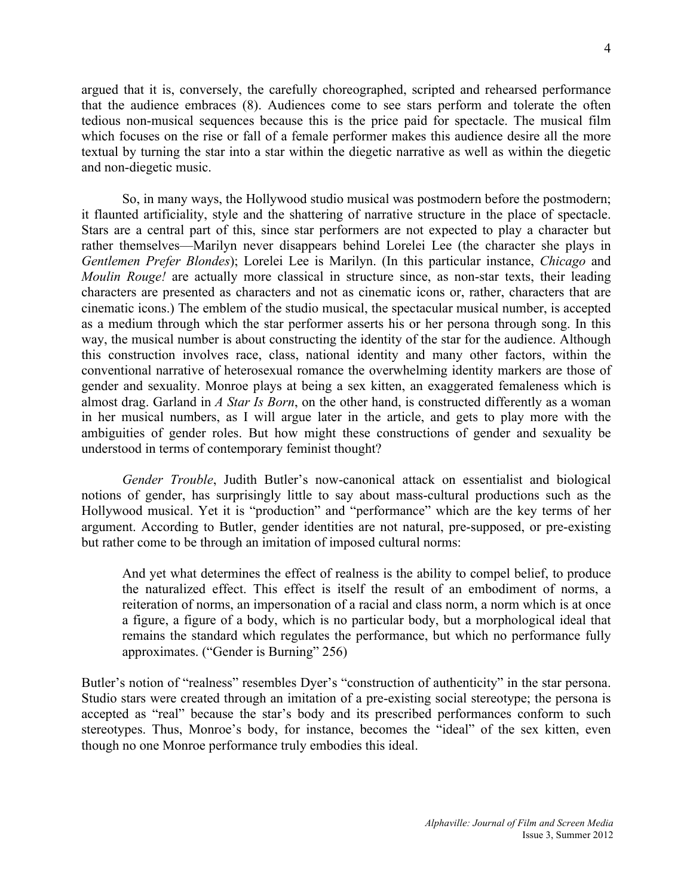argued that it is, conversely, the carefully choreographed, scripted and rehearsed performance that the audience embraces (8). Audiences come to see stars perform and tolerate the often tedious non-musical sequences because this is the price paid for spectacle. The musical film which focuses on the rise or fall of a female performer makes this audience desire all the more textual by turning the star into a star within the diegetic narrative as well as within the diegetic and non-diegetic music.

So, in many ways, the Hollywood studio musical was postmodern before the postmodern; it flaunted artificiality, style and the shattering of narrative structure in the place of spectacle. Stars are a central part of this, since star performers are not expected to play a character but rather themselves—Marilyn never disappears behind Lorelei Lee (the character she plays in *Gentlemen Prefer Blondes*); Lorelei Lee is Marilyn. (In this particular instance, *Chicago* and *Moulin Rouge!* are actually more classical in structure since, as non-star texts, their leading characters are presented as characters and not as cinematic icons or, rather, characters that are cinematic icons.) The emblem of the studio musical, the spectacular musical number, is accepted as a medium through which the star performer asserts his or her persona through song. In this way, the musical number is about constructing the identity of the star for the audience. Although this construction involves race, class, national identity and many other factors, within the conventional narrative of heterosexual romance the overwhelming identity markers are those of gender and sexuality. Monroe plays at being a sex kitten, an exaggerated femaleness which is almost drag. Garland in *A Star Is Born*, on the other hand, is constructed differently as a woman in her musical numbers, as I will argue later in the article, and gets to play more with the ambiguities of gender roles. But how might these constructions of gender and sexuality be understood in terms of contemporary feminist thought?

*Gender Trouble*, Judith Butler's now-canonical attack on essentialist and biological notions of gender, has surprisingly little to say about mass-cultural productions such as the Hollywood musical. Yet it is "production" and "performance" which are the key terms of her argument. According to Butler, gender identities are not natural, pre-supposed, or pre-existing but rather come to be through an imitation of imposed cultural norms:

> And yet what determines the effect of realness is the ability to compel belief, to produce the naturalized effect. This effect is itself the result of an embodiment of norms, a reiteration of norms, an impersonation of a racial and class norm, a norm which is at once a figure, a figure of a body, which is no particular body, but a morphological ideal that remains the standard which regulates the performance, but which no performance fully approximates. ("Gender is Burning" 256)

Butler's notion of "realness" resembles Dyer's "construction of authenticity" in the star persona. Studio stars were created through an imitation of a pre-existing social stereotype; the persona is accepted as "real" because the star's body and its prescribed performances conform to such stereotypes. Thus, Monroe's body, for instance, becomes the "ideal" of the sex kitten, even though no one Monroe performance truly embodies this ideal.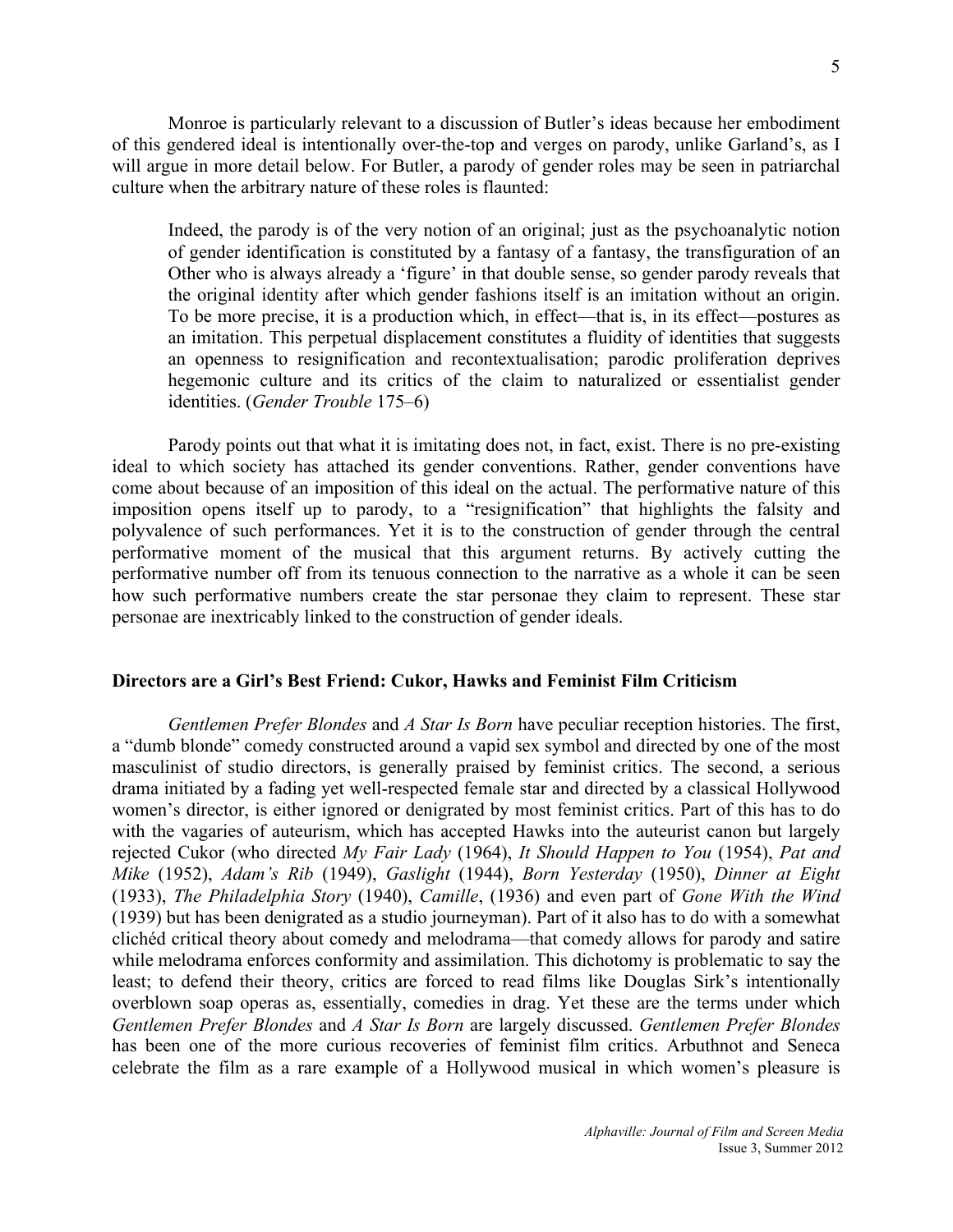Monroe is particularly relevant to a discussion of Butler's ideas because her embodiment of this gendered ideal is intentionally over-the-top and verges on parody, unlike Garland's, as I will argue in more detail below. For Butler, a parody of gender roles may be seen in patriarchal culture when the arbitrary nature of these roles is flaunted:

> Indeed, the parody is of the very notion of an original; just as the psychoanalytic notion of gender identification is constituted by a fantasy of a fantasy, the transfiguration of an Other who is always already a 'figure' in that double sense, so gender parody reveals that the original identity after which gender fashions itself is an imitation without an origin. To be more precise, it is a production which, in effect—that is, in its effect—postures as an imitation. This perpetual displacement constitutes a fluidity of identities that suggests an openness to resignification and recontextualisation; parodic proliferation deprives hegemonic culture and its critics of the claim to naturalized or essentialist gender identities. (*Gender Trouble* 175–6)

Parody points out that what it is imitating does not, in fact, exist. There is no pre-existing ideal to which society has attached its gender conventions. Rather, gender conventions have come about because of an imposition of this ideal on the actual. The performative nature of this imposition opens itself up to parody, to a "resignification" that highlights the falsity and polyvalence of such performances. Yet it is to the construction of gender through the central performative moment of the musical that this argument returns. By actively cutting the performative number off from its tenuous connection to the narrative as a whole it can be seen how such performative numbers create the star personae they claim to represent. These star personae are inextricably linked to the construction of gender ideals.

## Directors are a Girl's Best Friend: Cukor, Hawks and Feminist Film Criticism

*Gentlemen Prefer Blondes* and *A Star Is Born* have peculiar reception histories. The first, a "dumb blonde" comedy constructed around a vapid sex symbol and directed by one of the most masculinist of studio directors, is generally praised by feminist critics. The second, a serious drama initiated by a fading yet well-respected female star and directed by a classical Hollywood women's director, is either ignored or denigrated by most feminist critics. Part of this has to do with the vagaries of auteurism, which has accepted Hawks into the auteurist canon but largely rejected Cukor (who directed *My Fair Lady* (1964), *It Should Happen to You* (1954), *Pat and Mike* (1952), *Adam's Rib* (1949), *Gaslight* (1944), *Born Yesterday* (1950), *Dinner at Eight* (1933), *The Philadelphia Story* (1940), *Camille*, (1936) and even part of *Gone With the Wind* (1939) but has been denigrated as a studio journeyman). Part of it also has to do with a somewhat clichéd critical theory about comedy and melodrama—that comedy allows for parody and satire while melodrama enforces conformity and assimilation. This dichotomy is problematic to say the least; to defend their theory, critics are forced to read films like Douglas Sirk's intentionally overblown soap operas as, essentially, comedies in drag. Yet these are the terms under which *Gentlemen Prefer Blondes* and *A Star Is Born* are largely discussed. *Gentlemen Prefer Blondes* has been one of the more curious recoveries of feminist film critics. Arbuthnot and Seneca celebrate the film as a rare example of a Hollywood musical in which women's pleasure is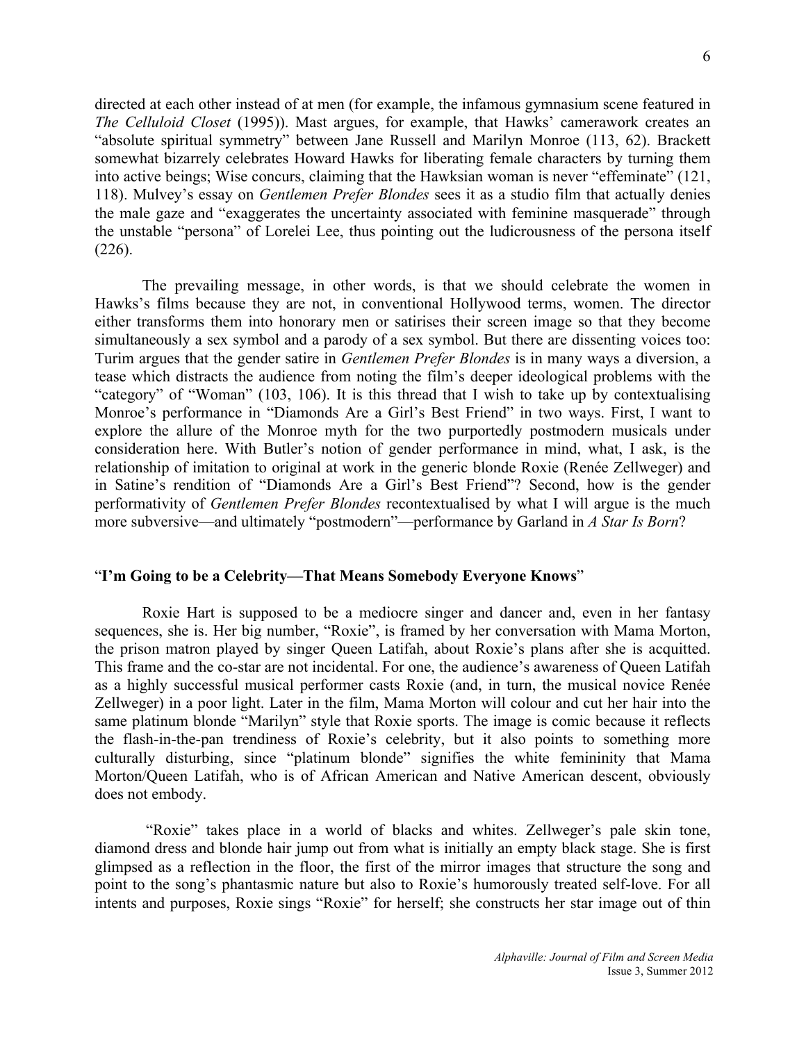directed at each other instead of at men (for example, the infamous gymnasium scene featured in *The Celluloid Closet* (1995)). Mast argues, for example, that Hawks' camerawork creates an "absolute spiritual symmetry" between Jane Russell and Marilyn Monroe (113, 62). Brackett somewhat bizarrely celebrates Howard Hawks for liberating female characters by turning them into active beings; Wise concurs, claiming that the Hawksian woman is never "effeminate" (121, 118). Mulvey's essay on *Gentlemen Prefer Blondes* sees it as a studio film that actually denies the male gaze and "exaggerates the uncertainty associated with feminine masquerade" through the unstable "persona" of Lorelei Lee, thus pointing out the ludicrousness of the persona itself (226).

The prevailing message, in other words, is that we should celebrate the women in Hawks's films because they are not, in conventional Hollywood terms, women. The director either transforms them into honorary men or satirises their screen image so that they become simultaneously a sex symbol and a parody of a sex symbol. But there are dissenting voices too: Turim argues that the gender satire in *Gentlemen Prefer Blondes* is in many ways a diversion, a tease which distracts the audience from noting the film's deeper ideological problems with the "category" of "Woman" (103, 106). It is this thread that I wish to take up by contextualising Monroe's performance in "Diamonds Are a Girl's Best Friend" in two ways. First, I want to explore the allure of the Monroe myth for the two purportedly postmodern musicals under consideration here. With Butler's notion of gender performance in mind, what, I ask, is the relationship of imitation to original at work in the generic blonde Roxie (Renée Zellweger) and in Satine's rendition of "Diamonds Are a Girl's Best Friend"? Second, how is the gender performativity of *Gentlemen Prefer Blondes* recontextualised by what I will argue is the much more subversive—and ultimately "postmodern"—performance by Garland in *A Star Is Born*?

## "I'm Going to be a Celebrity—That Means Somebody Everyone Knows"

Roxie Hart is supposed to be a mediocre singer and dancer and, even in her fantasy sequences, she is. Her big number, "Roxie", is framed by her conversation with Mama Morton, the prison matron played by singer Queen Latifah, about Roxie's plans after she is acquitted. This frame and the co-star are not incidental. For one, the audience's awareness of Queen Latifah as a highly successful musical performer casts Roxie (and, in turn, the musical novice Renée Zellweger) in a poor light. Later in the film, Mama Morton will colour and cut her hair into the same platinum blonde "Marilyn" style that Roxie sports. The image is comic because it reflects the flash-in-the-pan trendiness of Roxie's celebrity, but it also points to something more culturally disturbing, since "platinum blonde" signifies the white femininity that Mama Morton/Queen Latifah, who is of African American and Native American descent, obviously does not embody.

"Roxie" takes place in a world of blacks and whites. Zellweger's pale skin tone, diamond dress and blonde hair jump out from what is initially an empty black stage. She is first glimpsed as a reflection in the floor, the first of the mirror images that structure the song and point to the song's phantasmic nature but also to Roxie's humorously treated self-love. For all intents and purposes, Roxie sings "Roxie" for herself; she constructs her star image out of thin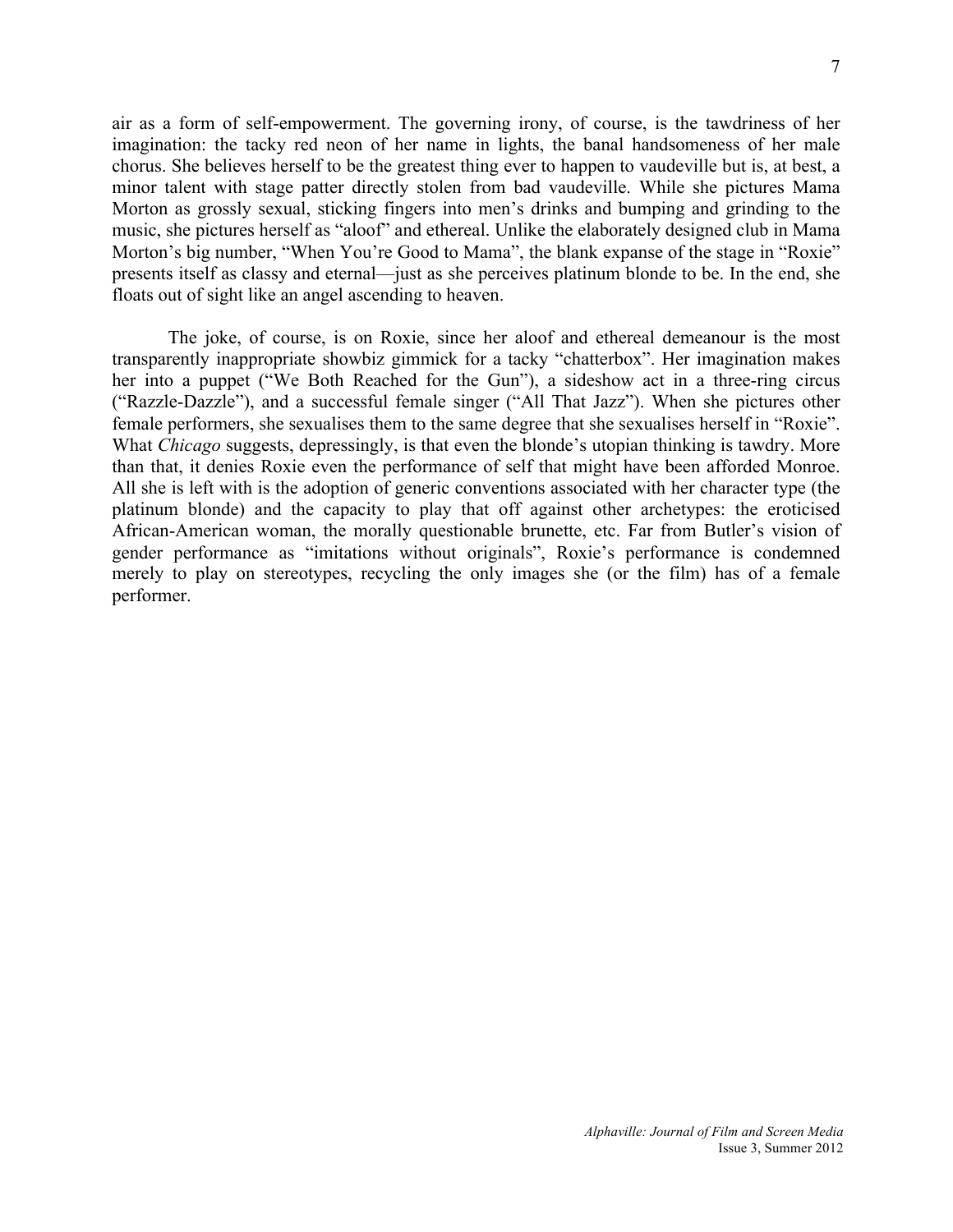air as a form of self-empowerment. The governing irony, of course, is the tawdriness of her imagination: the tacky red neon of her name in lights, the banal handsomeness of her male chorus. She believes herself to be the greatest thing ever to happen to vaudeville but is, at best, a minor talent with stage patter directly stolen from bad vaudeville. While she pictures Mama Morton as grossly sexual, sticking fingers into men's drinks and bumping and grinding to the music, she pictures herself as "aloof" and ethereal. Unlike the elaborately designed club in Mama Morton's big number, "When You're Good to Mama", the blank expanse of the stage in "Roxie" presents itself as classy and eternal—just as she perceives platinum blonde to be. In the end, she floats out of sight like an angel ascending to heaven.

The joke, of course, is on Roxie, since her aloof and ethereal demeanour is the most transparently inappropriate showbiz gimmick for a tacky "chatterbox". Her imagination makes her into a puppet ("We Both Reached for the Gun"), a sideshow act in a three-ring circus ("Razzle-Dazzle"), and a successful female singer ("All That Jazz"). When she pictures other female performers, she sexualises them to the same degree that she sexualises herself in "Roxie". What *Chicago* suggests, depressingly, is that even the blonde's utopian thinking is tawdry. More than that, it denies Roxie even the performance of self that might have been afforded Monroe. All she is left with is the adoption of generic conventions associated with her character type (the platinum blonde) and the capacity to play that off against other archetypes: the eroticised African-American woman, the morally questionable brunette, etc. Far from Butler's vision of gender performance as "imitations without originals", Roxie's performance is condemned merely to play on stereotypes, recycling the only images she (or the film) has of a female performer.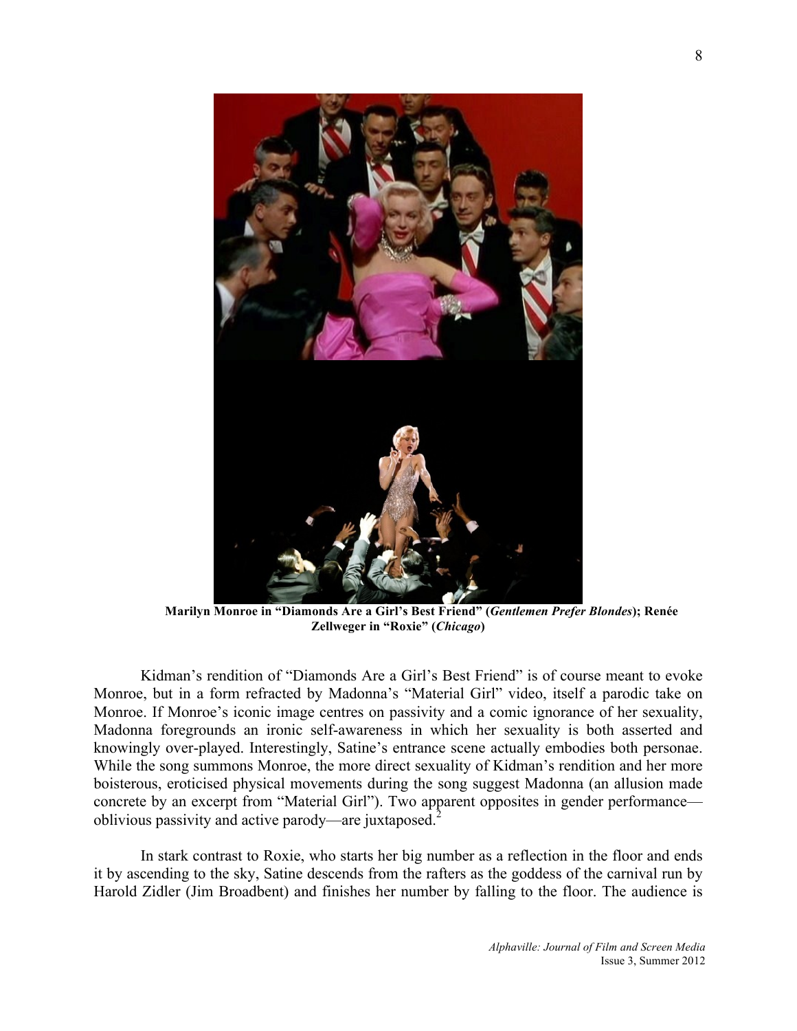**Marilyn Monroe in "Diamonds Are a Girl's Best Friend" (*Gentlemen Prefer Blondes*); Renée Zellweger in "Roxie" (*Chicago*)**

Kidman's rendition of "Diamonds Are a Girl's Best Friend" is of course meant to evoke Monroe, but in a form refracted by Madonna's "Material Girl" video, itself a parodic take on Monroe. If Monroe's iconic image centres on passivity and a comic ignorance of her sexuality, Madonna foregrounds an ironic self-awareness in which her sexuality is both asserted and knowingly over-played. Interestingly, Satine's entrance scene actually embodies both personae. While the song summons Monroe, the more direct sexuality of Kidman's rendition and her more boisterous, eroticised physical movements during the song suggest Madonna (an allusion made concrete by an excerpt from "Material Girl"). Two apparent opposites in gender performance—oblivious passivity and active parody—are juxtaposed.[2]

In stark contrast to Roxie, who starts her big number as a reflection in the floor and ends it by ascending to the sky, Satine descends from the rafters as the goddess of the carnival run by Harold Zidler (Jim Broadbent) and finishes her number by falling to the floor. The audience is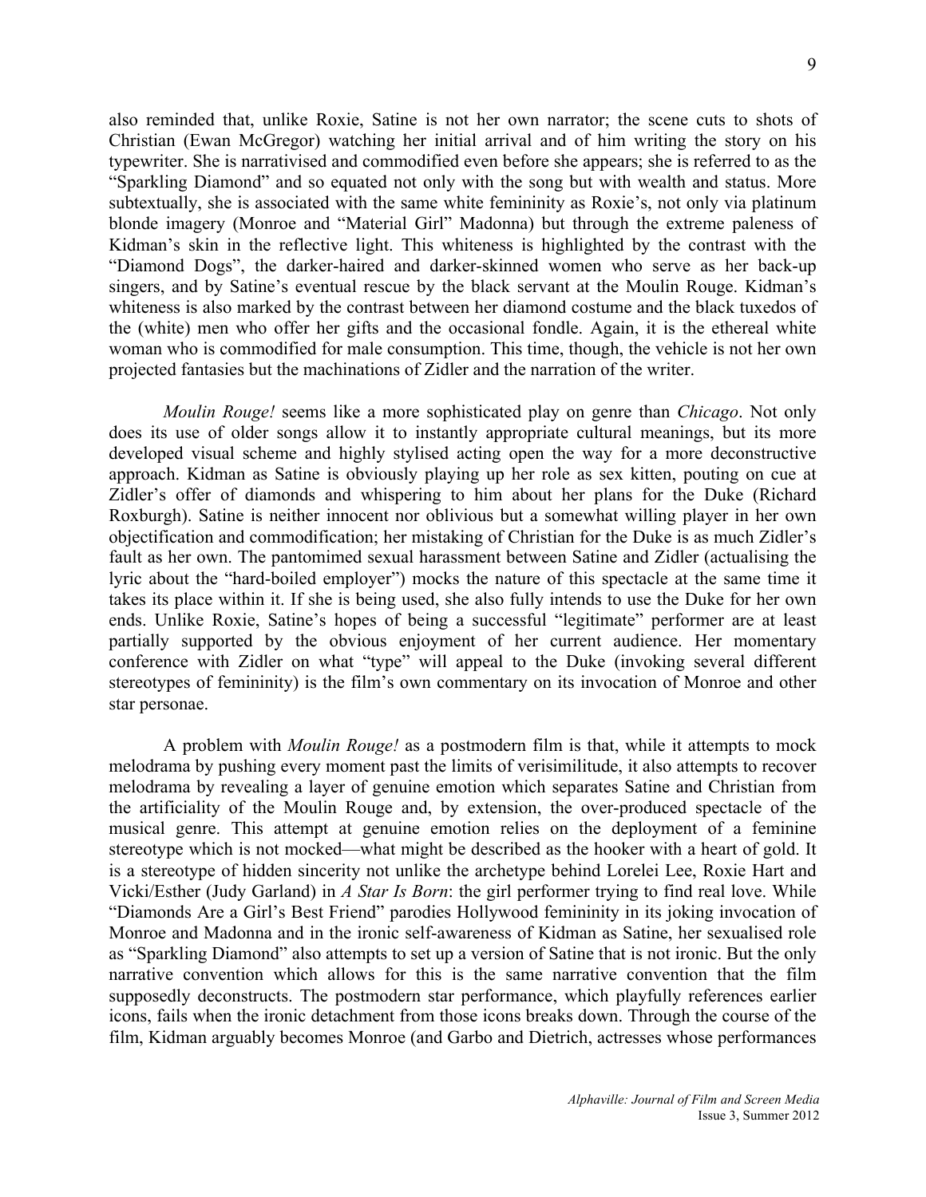also reminded that, unlike Roxie, Satine is not her own narrator; the scene cuts to shots of Christian (Ewan McGregor) watching her initial arrival and of him writing the story on his typewriter. She is narrativised and commodified even before she appears; she is referred to as the "Sparkling Diamond" and so equated not only with the song but with wealth and status. More subtextually, she is associated with the same white femininity as Roxie's, not only via platinum blonde imagery (Monroe and "Material Girl" Madonna) but through the extreme paleness of Kidman's skin in the reflective light. This whiteness is highlighted by the contrast with the "Diamond Dogs", the darker-haired and darker-skinned women who serve as her back-up singers, and by Satine's eventual rescue by the black servant at the Moulin Rouge. Kidman's whiteness is also marked by the contrast between her diamond costume and the black tuxedos of the (white) men who offer her gifts and the occasional fondle. Again, it is the ethereal white woman who is commodified for male consumption. This time, though, the vehicle is not her own projected fantasies but the machinations of Zidler and the narration of the writer.

*Moulin Rouge!* seems like a more sophisticated play on genre than *Chicago*. Not only does its use of older songs allow it to instantly appropriate cultural meanings, but its more developed visual scheme and highly stylised acting open the way for a more deconstructive approach. Kidman as Satine is obviously playing up her role as sex kitten, pouting on cue at Zidler's offer of diamonds and whispering to him about her plans for the Duke (Richard Roxburgh). Satine is neither innocent nor oblivious but a somewhat willing player in her own objectification and commodification; her mistaking of Christian for the Duke is as much Zidler's fault as her own. The pantomimed sexual harassment between Satine and Zidler (actualising the lyric about the "hard-boiled employer") mocks the nature of this spectacle at the same time it takes its place within it. If she is being used, she also fully intends to use the Duke for her own ends. Unlike Roxie, Satine's hopes of being a successful "legitimate" performer are at least partially supported by the obvious enjoyment of her current audience. Her momentary conference with Zidler on what "type" will appeal to the Duke (invoking several different stereotypes of femininity) is the film's own commentary on its invocation of Monroe and other star personae.

A problem with *Moulin Rouge!* as a postmodern film is that, while it attempts to mock melodrama by pushing every moment past the limits of verisimilitude, it also attempts to recover melodrama by revealing a layer of genuine emotion which separates Satine and Christian from the artificiality of the Moulin Rouge and, by extension, the over-produced spectacle of the musical genre. This attempt at genuine emotion relies on the deployment of a feminine stereotype which is not mocked—what might be described as the hooker with a heart of gold. It is a stereotype of hidden sincerity not unlike the archetype behind Lorelei Lee, Roxie Hart and Vicki/Esther (Judy Garland) in *A Star Is Born*: the girl performer trying to find real love. While "Diamonds Are a Girl's Best Friend" parodies Hollywood femininity in its joking invocation of Monroe and Madonna and in the ironic self-awareness of Kidman as Satine, her sexualised role as "Sparkling Diamond" also attempts to set up a version of Satine that is not ironic. But the only narrative convention which allows for this is the same narrative convention that the film supposedly deconstructs. The postmodern star performance, which playfully references earlier icons, fails when the ironic detachment from those icons breaks down. Through the course of the film, Kidman arguably becomes Monroe (and Garbo and Dietrich, actresses whose performances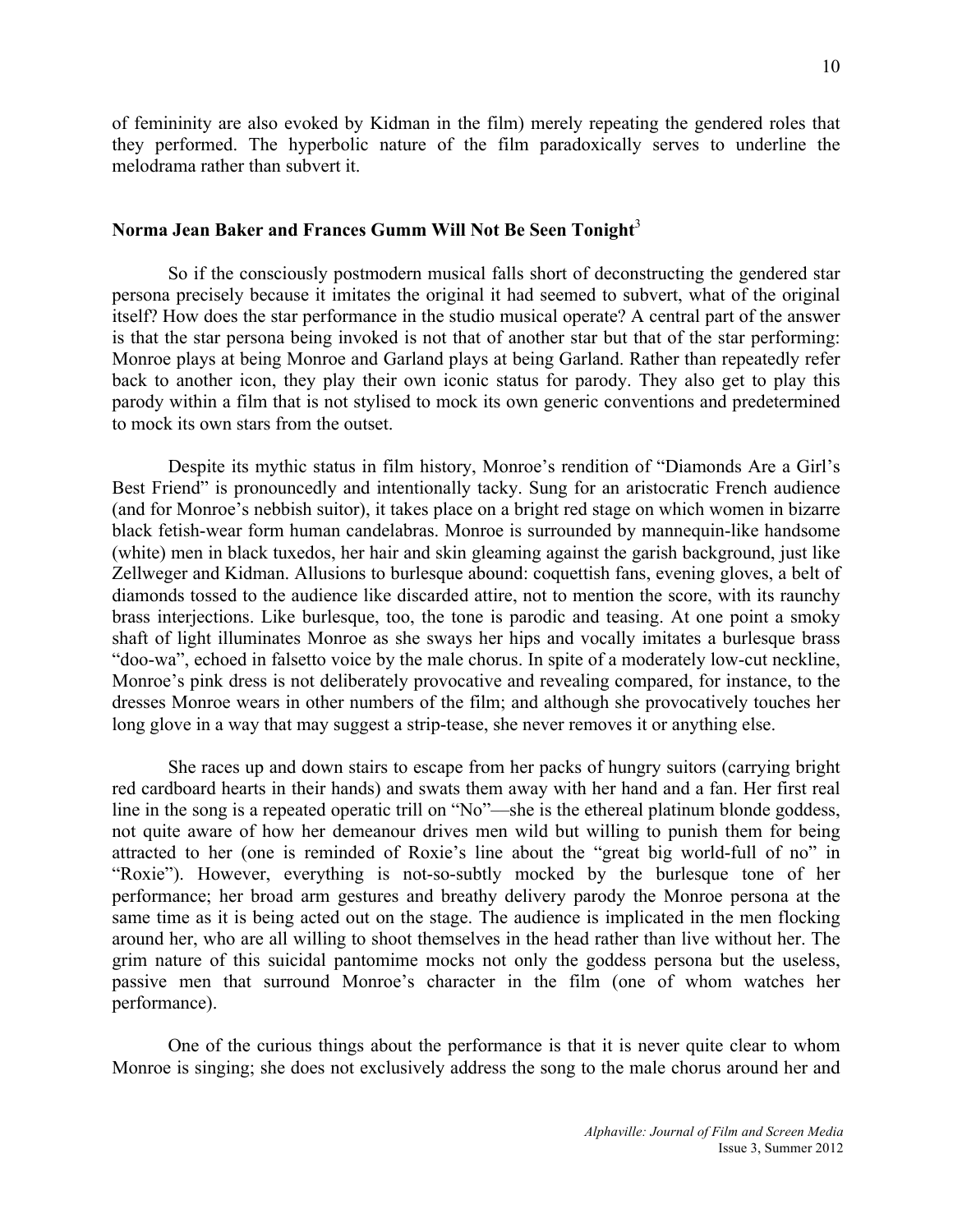of femininity are also evoked by Kidman in the film) merely repeating the gendered roles that they performed. The hyperbolic nature of the film paradoxically serves to underline the melodrama rather than subvert it.

### Norma Jean Baker and Frances Gumm Will Not Be Seen Tonight[3]

So if the consciously postmodern musical falls short of deconstructing the gendered star persona precisely because it imitates the original it had seemed to subvert, what of the original itself? How does the star performance in the studio musical operate? A central part of the answer is that the star persona being invoked is not that of another star but that of the star performing: Monroe plays at being Monroe and Garland plays at being Garland. Rather than repeatedly refer back to another icon, they play their own iconic status for parody. They also get to play this parody within a film that is not stylised to mock its own generic conventions and predetermined to mock its own stars from the outset.

Despite its mythic status in film history, Monroe's rendition of "Diamonds Are a Girl's Best Friend" is pronouncedly and intentionally tacky. Sung for an aristocratic French audience (and for Monroe's nebbish suitor), it takes place on a bright red stage on which women in bizarre black fetish-wear form human candelabras. Monroe is surrounded by mannequin-like handsome (white) men in black tuxedos, her hair and skin gleaming against the garish background, just like Zellweger and Kidman. Allusions to burlesque abound: coquettish fans, evening gloves, a belt of diamonds tossed to the audience like discarded attire, not to mention the score, with its raunchy brass interjections. Like burlesque, too, the tone is parodic and teasing. At one point a smoky shaft of light illuminates Monroe as she sways her hips and vocally imitates a burlesque brass "doo-wa", echoed in falsetto voice by the male chorus. In spite of a moderately low-cut neckline, Monroe's pink dress is not deliberately provocative and revealing compared, for instance, to the dresses Monroe wears in other numbers of the film; and although she provocatively touches her long glove in a way that may suggest a strip-tease, she never removes it or anything else.

She races up and down stairs to escape from her packs of hungry suitors (carrying bright red cardboard hearts in their hands) and swats them away with her hand and a fan. Her first real line in the song is a repeated operatic trill on "No"—she is the ethereal platinum blonde goddess, not quite aware of how her demeanour drives men wild but willing to punish them for being attracted to her (one is reminded of Roxie's line about the "great big world-full of no" in "Roxie"). However, everything is not-so-subtly mocked by the burlesque tone of her performance; her broad arm gestures and breathy delivery parody the Monroe persona at the same time as it is being acted out on the stage. The audience is implicated in the men flocking around her, who are all willing to shoot themselves in the head rather than live without her. The grim nature of this suicidal pantomime mocks not only the goddess persona but the useless, passive men that surround Monroe's character in the film (one of whom watches her performance).

One of the curious things about the performance is that it is never quite clear to whom Monroe is singing; she does not exclusively address the song to the male chorus around her and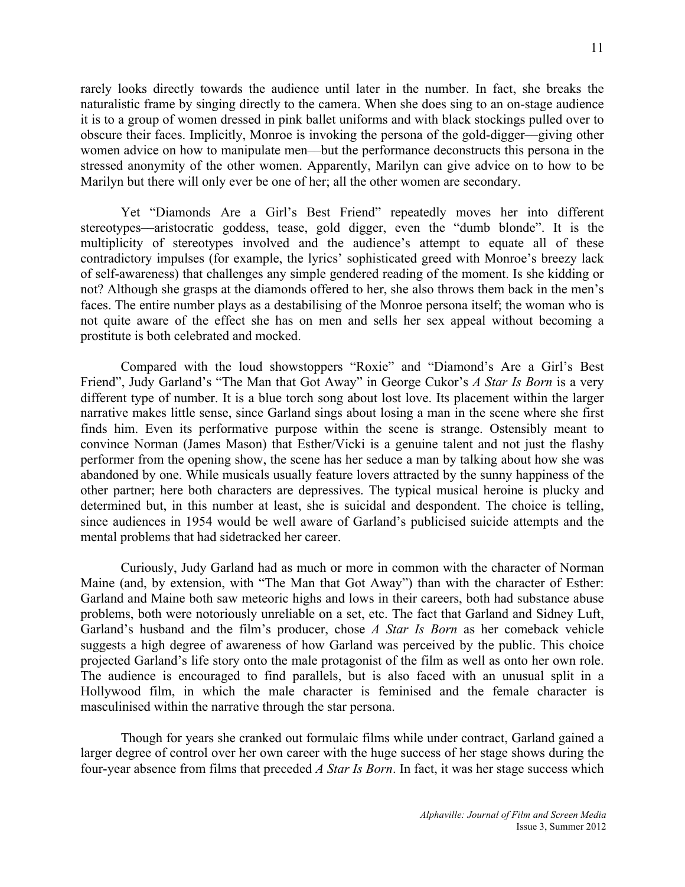rarely looks directly towards the audience until later in the number. In fact, she breaks the naturalistic frame by singing directly to the camera. When she does sing to an on-stage audience it is to a group of women dressed in pink ballet uniforms and with black stockings pulled over to obscure their faces. Implicitly, Monroe is invoking the persona of the gold-digger—giving other women advice on how to manipulate men—but the performance deconstructs this persona in the stressed anonymity of the other women. Apparently, Marilyn can give advice on to how to be Marilyn but there will only ever be one of her; all the other women are secondary.

Yet "Diamonds Are a Girl's Best Friend" repeatedly moves her into different stereotypes—aristocratic goddess, tease, gold digger, even the "dumb blonde". It is the multiplicity of stereotypes involved and the audience's attempt to equate all of these contradictory impulses (for example, the lyrics' sophisticated greed with Monroe's breezy lack of self-awareness) that challenges any simple gendered reading of the moment. Is she kidding or not? Although she grasps at the diamonds offered to her, she also throws them back in the men's faces. The entire number plays as a destabilising of the Monroe persona itself; the woman who is not quite aware of the effect she has on men and sells her sex appeal without becoming a prostitute is both celebrated and mocked.

Compared with the loud showstoppers "Roxie" and "Diamond's Are a Girl's Best Friend", Judy Garland's "The Man that Got Away" in George Cukor's *A Star Is Born* is a very different type of number. It is a blue torch song about lost love. Its placement within the larger narrative makes little sense, since Garland sings about losing a man in the scene where she first finds him. Even its performative purpose within the scene is strange. Ostensibly meant to convince Norman (James Mason) that Esther/Vicki is a genuine talent and not just the flashy performer from the opening show, the scene has her seduce a man by talking about how she was abandoned by one. While musicals usually feature lovers attracted by the sunny happiness of the other partner; here both characters are depressives. The typical musical heroine is plucky and determined but, in this number at least, she is suicidal and despondent. The choice is telling, since audiences in 1954 would be well aware of Garland's publicised suicide attempts and the mental problems that had sidetracked her career.

Curiously, Judy Garland had as much or more in common with the character of Norman Maine (and, by extension, with "The Man that Got Away") than with the character of Esther: Garland and Maine both saw meteoric highs and lows in their careers, both had substance abuse problems, both were notoriously unreliable on a set, etc. The fact that Garland and Sidney Luft, Garland's husband and the film's producer, chose *A Star Is Born* as her comeback vehicle suggests a high degree of awareness of how Garland was perceived by the public. This choice projected Garland's life story onto the male protagonist of the film as well as onto her own role. The audience is encouraged to find parallels, but is also faced with an unusual split in a Hollywood film, in which the male character is feminised and the female character is masculinised within the narrative through the star persona.

Though for years she cranked out formulaic films while under contract, Garland gained a larger degree of control over her own career with the huge success of her stage shows during the four-year absence from films that preceded *A Star Is Born*. In fact, it was her stage success which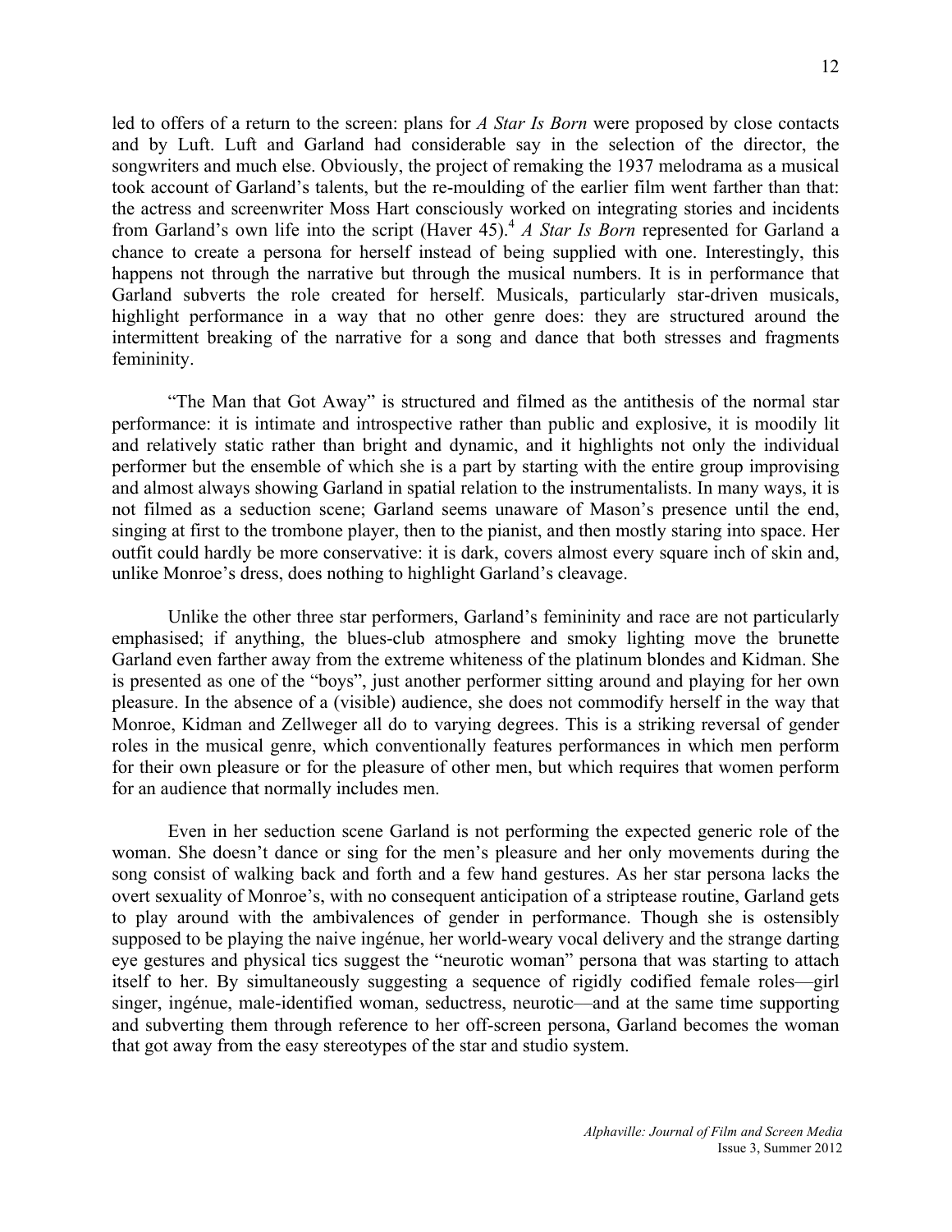led to offers of a return to the screen: plans for *A Star Is Born* were proposed by close contacts and by Luft. Luft and Garland had considerable say in the selection of the director, the songwriters and much else. Obviously, the project of remaking the 1937 melodrama as a musical took account of Garland's talents, but the re-moulding of the earlier film went farther than that: the actress and screenwriter Moss Hart consciously worked on integrating stories and incidents from Garland's own life into the script (Haver 45).[4] *A Star Is Born* represented for Garland a chance to create a persona for herself instead of being supplied with one. Interestingly, this happens not through the narrative but through the musical numbers. It is in performance that Garland subverts the role created for herself. Musicals, particularly star-driven musicals, highlight performance in a way that no other genre does: they are structured around the intermittent breaking of the narrative for a song and dance that both stresses and fragments femininity.

"The Man that Got Away" is structured and filmed as the antithesis of the normal star performance: it is intimate and introspective rather than public and explosive, it is moodily lit and relatively static rather than bright and dynamic, and it highlights not only the individual performer but the ensemble of which she is a part by starting with the entire group improvising and almost always showing Garland in spatial relation to the instrumentalists. In many ways, it is not filmed as a seduction scene; Garland seems unaware of Mason's presence until the end, singing at first to the trombone player, then to the pianist, and then mostly staring into space. Her outfit could hardly be more conservative: it is dark, covers almost every square inch of skin and, unlike Monroe's dress, does nothing to highlight Garland's cleavage.

Unlike the other three star performers, Garland's femininity and race are not particularly emphasised; if anything, the blues-club atmosphere and smoky lighting move the brunette Garland even farther away from the extreme whiteness of the platinum blondes and Kidman. She is presented as one of the "boys", just another performer sitting around and playing for her own pleasure. In the absence of a (visible) audience, she does not commodify herself in the way that Monroe, Kidman and Zellweger all do to varying degrees. This is a striking reversal of gender roles in the musical genre, which conventionally features performances in which men perform for their own pleasure or for the pleasure of other men, but which requires that women perform for an audience that normally includes men.

Even in her seduction scene Garland is not performing the expected generic role of the woman. She doesn't dance or sing for the men's pleasure and her only movements during the song consist of walking back and forth and a few hand gestures. As her star persona lacks the overt sexuality of Monroe's, with no consequent anticipation of a striptease routine, Garland gets to play around with the ambivalences of gender in performance. Though she is ostensibly supposed to be playing the naive ingénue, her world-weary vocal delivery and the strange darting eye gestures and physical tics suggest the "neurotic woman" persona that was starting to attach itself to her. By simultaneously suggesting a sequence of rigidly codified female roles—girl singer, ingénue, male-identified woman, seductress, neurotic—and at the same time supporting and subverting them through reference to her off-screen persona, Garland becomes the woman that got away from the easy stereotypes of the star and studio system.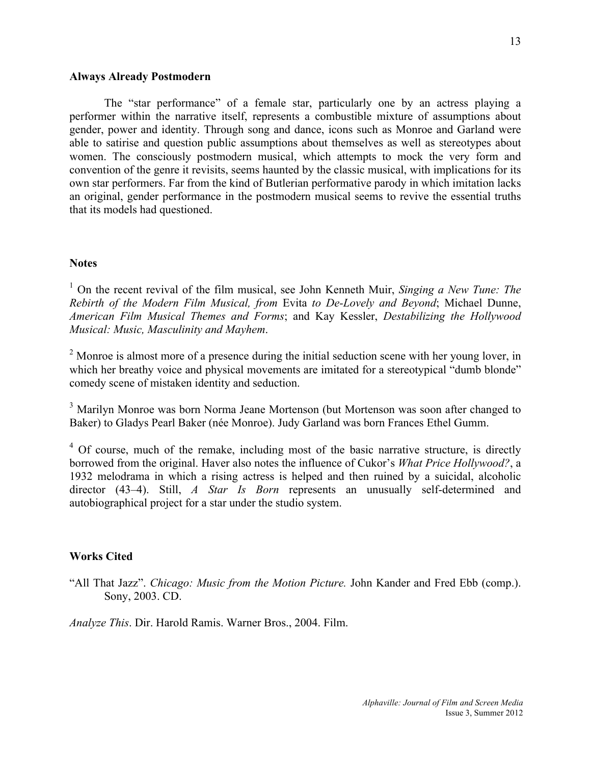### Always Already Postmodern

The "star performance" of a female star, particularly one by an actress playing a performer within the narrative itself, represents a combustible mixture of assumptions about gender, power and identity. Through song and dance, icons such as Monroe and Garland were able to satirise and question public assumptions about themselves as well as stereotypes about women. The consciously postmodern musical, which attempts to mock the very form and convention of the genre it revisits, seems haunted by the classic musical, with implications for its own star performers. Far from the kind of Butlerian performative parody in which imitation lacks an original, gender performance in the postmodern musical seems to revive the essential truths that its models had questioned.

### Notes

[1] On the recent revival of the film musical, see John Kenneth Muir, *Singing a New Tune: The Rebirth of the Modern Film Musical, from* Evita *to De-Lovely and Beyond*; Michael Dunne, *American Film Musical Themes and Forms*; and Kay Kessler, *Destabilizing the Hollywood Musical: Music, Masculinity and Mayhem*.

[2] Monroe is almost more of a presence during the initial seduction scene with her young lover, in which her breathy voice and physical movements are imitated for a stereotypical "dumb blonde" comedy scene of mistaken identity and seduction.

[3] Marilyn Monroe was born Norma Jeane Mortenson (but Mortenson was soon after changed to Baker) to Gladys Pearl Baker (née Monroe). Judy Garland was born Frances Ethel Gumm.

[4] Of course, much of the remake, including most of the basic narrative structure, is directly borrowed from the original. Haver also notes the influence of Cukor's *What Price Hollywood?*, a 1932 melodrama in which a rising actress is helped and then ruined by a suicidal, alcoholic director (43–4). Still, *A Star Is Born* represents an unusually self-determined and autobiographical project for a star under the studio system.

### Works Cited

"All That Jazz". *Chicago: Music from the Motion Picture.* John Kander and Fred Ebb (comp.). Sony, 2003. CD.

*Analyze This*. Dir. Harold Ramis. Warner Bros., 2004. Film.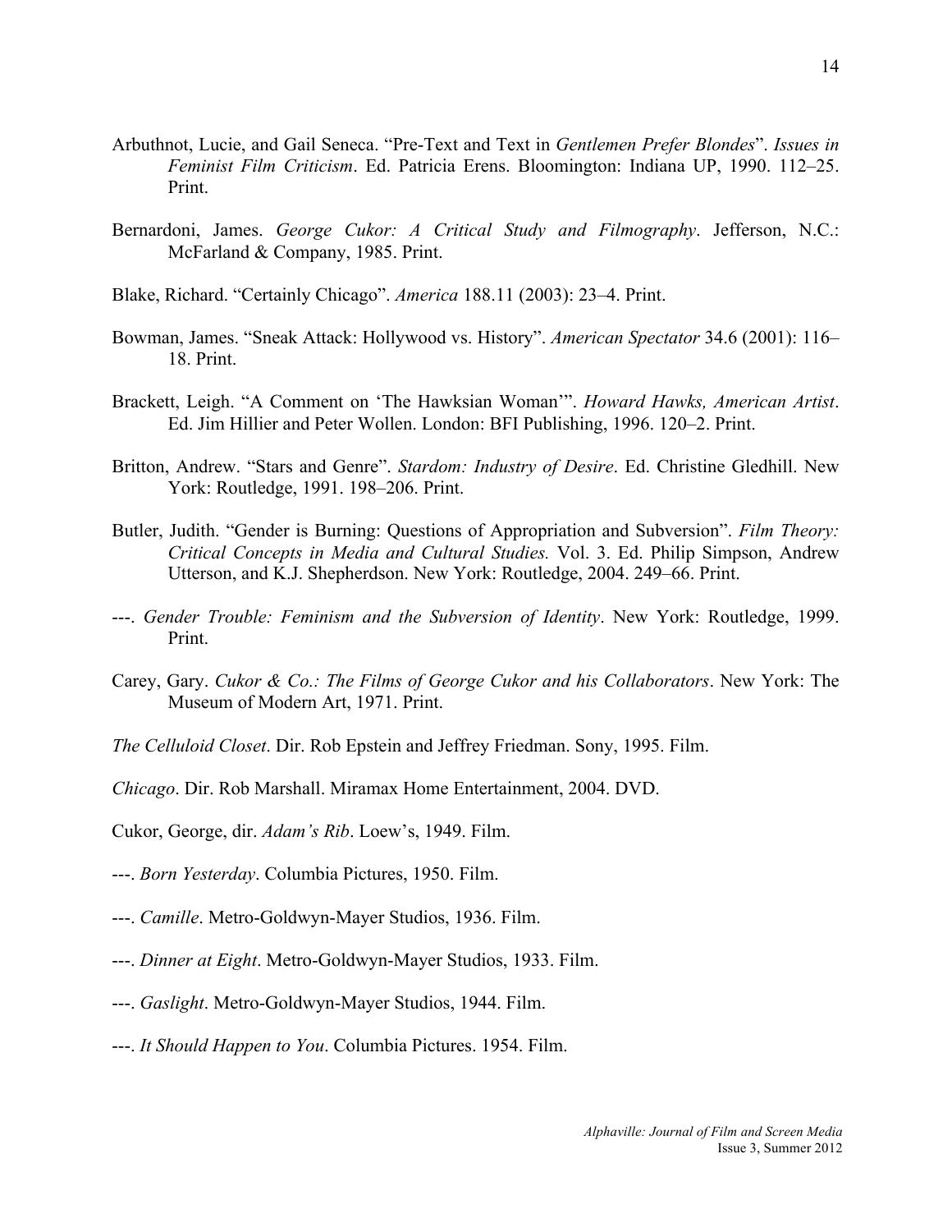Arbuthnot, Lucie, and Gail Seneca. "Pre-Text and Text in *Gentlemen Prefer Blondes*". *Issues in Feminist Film Criticism*. Ed. Patricia Erens. Bloomington: Indiana UP, 1990. 112–25. Print.

Bernardoni, James. *George Cukor: A Critical Study and Filmography*. Jefferson, N.C.: McFarland & Company, 1985. Print.

Blake, Richard. "Certainly Chicago". *America* 188.11 (2003): 23–4. Print.

Bowman, James. "Sneak Attack: Hollywood vs. History". *American Spectator* 34.6 (2001): 116–18. Print.

Brackett, Leigh. "A Comment on 'The Hawksian Woman'". *Howard Hawks, American Artist*. Ed. Jim Hillier and Peter Wollen. London: BFI Publishing, 1996. 120–2. Print.

Britton, Andrew. "Stars and Genre". *Stardom: Industry of Desire*. Ed. Christine Gledhill. New York: Routledge, 1991. 198–206. Print.

Butler, Judith. "Gender is Burning: Questions of Appropriation and Subversion". *Film Theory: Critical Concepts in Media and Cultural Studies.* Vol. 3. Ed. Philip Simpson, Andrew Utterson, and K.J. Shepherdson. New York: Routledge, 2004. 249–66. Print.

---. *Gender Trouble: Feminism and the Subversion of Identity*. New York: Routledge, 1999. Print.

Carey, Gary. *Cukor & Co.: The Films of George Cukor and his Collaborators*. New York: The Museum of Modern Art, 1971. Print.

*The Celluloid Closet*. Dir. Rob Epstein and Jeffrey Friedman. Sony, 1995. Film.

*Chicago*. Dir. Rob Marshall. Miramax Home Entertainment, 2004. DVD.

Cukor, George, dir. *Adam's Rib*. Loew's, 1949. Film.

---. *Born Yesterday*. Columbia Pictures, 1950. Film.

---. *Camille*. Metro-Goldwyn-Mayer Studios, 1936. Film.

---. *Dinner at Eight*. Metro-Goldwyn-Mayer Studios, 1933. Film.

---. *Gaslight*. Metro-Goldwyn-Mayer Studios, 1944. Film.

---. *It Should Happen to You*. Columbia Pictures. 1954. Film.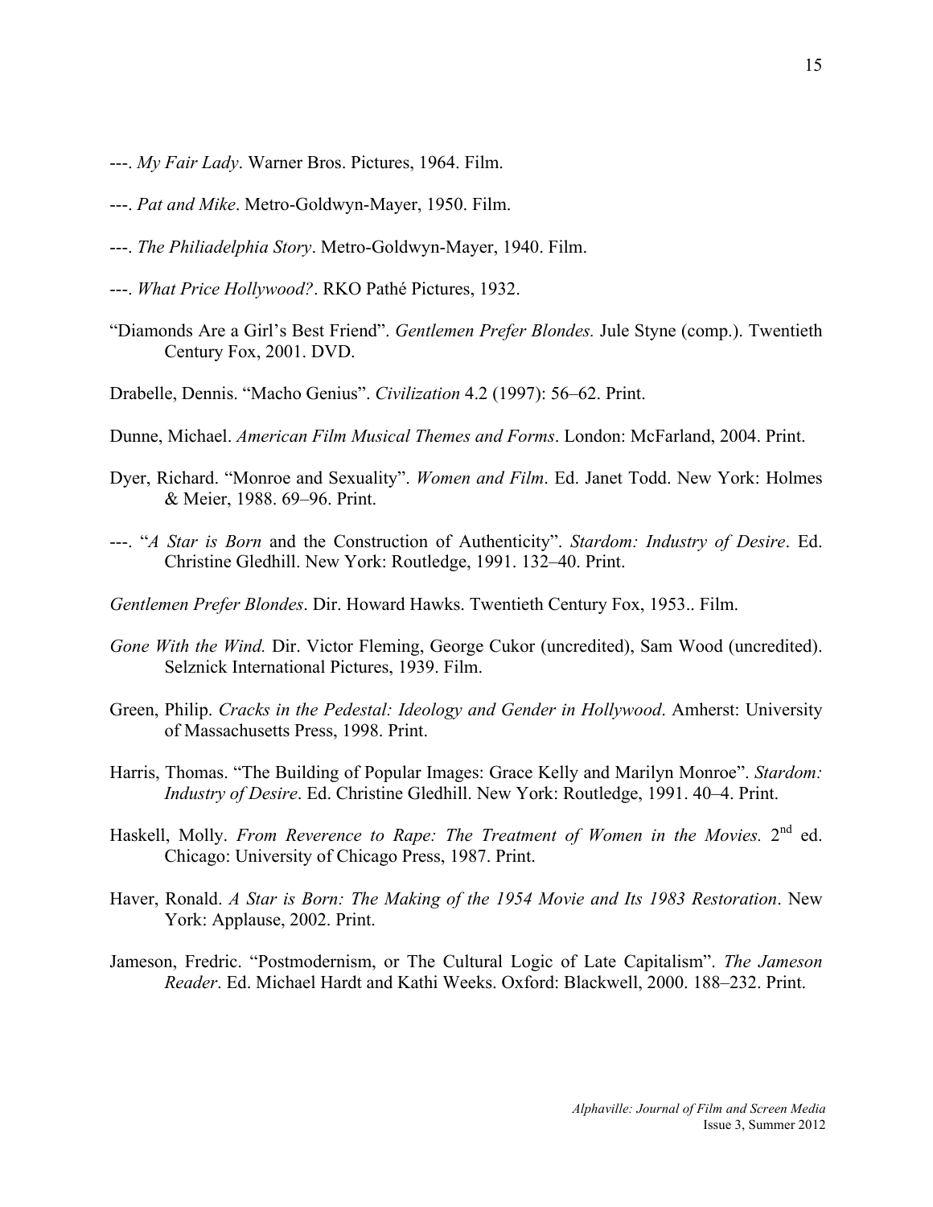---. *My Fair Lady*. Warner Bros. Pictures, 1964. Film.

---. *Pat and Mike*. Metro-Goldwyn-Mayer, 1950. Film.

---. *The Philiadelphia Story*. Metro-Goldwyn-Mayer, 1940. Film.

---. *What Price Hollywood?*. RKO Pathé Pictures, 1932.

"Diamonds Are a Girl's Best Friend". *Gentlemen Prefer Blondes.* Jule Styne (comp.). Twentieth Century Fox, 2001. DVD.

Drabelle, Dennis. "Macho Genius". *Civilization* 4.2 (1997): 56–62. Print.

Dunne, Michael. *American Film Musical Themes and Forms*. London: McFarland, 2004. Print.

Dyer, Richard. "Monroe and Sexuality". *Women and Film*. Ed. Janet Todd. New York: Holmes & Meier, 1988. 69–96. Print.

---. "*A Star is Born* and the Construction of Authenticity". *Stardom: Industry of Desire*. Ed. Christine Gledhill. New York: Routledge, 1991. 132–40. Print.

*Gentlemen Prefer Blondes*. Dir. Howard Hawks. Twentieth Century Fox, 1953.. Film.

*Gone With the Wind.* Dir. Victor Fleming, George Cukor (uncredited), Sam Wood (uncredited). Selznick International Pictures, 1939. Film.

Green, Philip. *Cracks in the Pedestal: Ideology and Gender in Hollywood*. Amherst: University of Massachusetts Press, 1998. Print.

Harris, Thomas. "The Building of Popular Images: Grace Kelly and Marilyn Monroe". *Stardom: Industry of Desire*. Ed. Christine Gledhill. New York: Routledge, 1991. 40–4. Print.

Haskell, Molly. *From Reverence to Rape: The Treatment of Women in the Movies.* 2nd ed. Chicago: University of Chicago Press, 1987. Print.

Haver, Ronald. *A Star is Born: The Making of the 1954 Movie and Its 1983 Restoration*. New York: Applause, 2002. Print.

Jameson, Fredric. "Postmodernism, or The Cultural Logic of Late Capitalism". *The Jameson Reader*. Ed. Michael Hardt and Kathi Weeks. Oxford: Blackwell, 2000. 188–232. Print.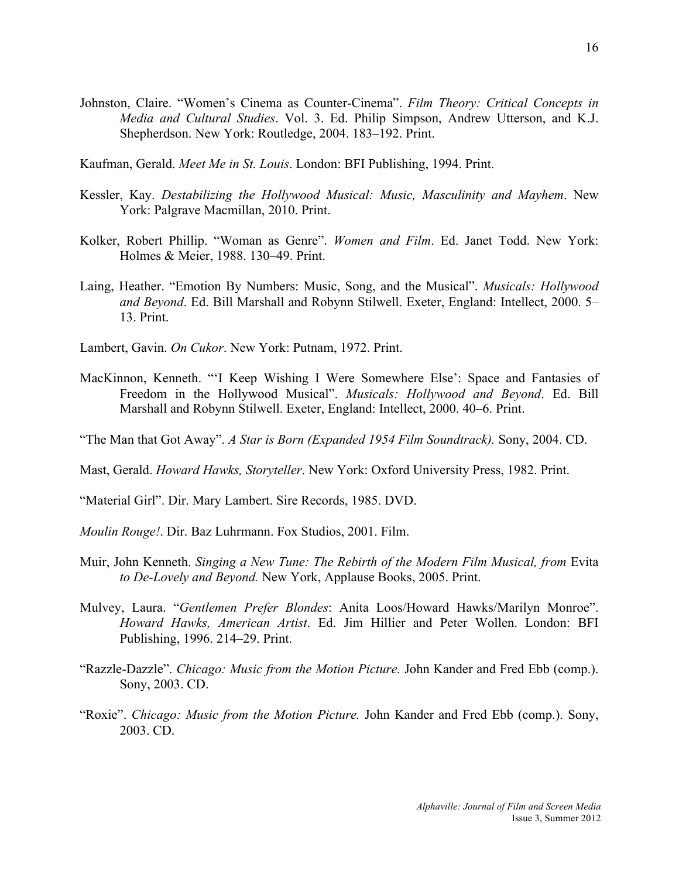Johnston, Claire. “Women’s Cinema as Counter-Cinema”. *Film Theory: Critical Concepts in Media and Cultural Studies*. Vol. 3. Ed. Philip Simpson, Andrew Utterson, and K.J. Shepherdson. New York: Routledge, 2004. 183–192. Print.

Kaufman, Gerald. *Meet Me in St. Louis*. London: BFI Publishing, 1994. Print.

Kessler, Kay. *Destabilizing the Hollywood Musical: Music, Masculinity and Mayhem*. New York: Palgrave Macmillan, 2010. Print.

Kolker, Robert Phillip. “Woman as Genre”. *Women and Film*. Ed. Janet Todd. New York: Holmes & Meier, 1988. 130–49. Print.

Laing, Heather. “Emotion By Numbers: Music, Song, and the Musical”. *Musicals: Hollywood and Beyond*. Ed. Bill Marshall and Robynn Stilwell. Exeter, England: Intellect, 2000. 5–13. Print.

Lambert, Gavin. *On Cukor*. New York: Putnam, 1972. Print.

MacKinnon, Kenneth. “‘I Keep Wishing I Were Somewhere Else’: Space and Fantasies of Freedom in the Hollywood Musical”. *Musicals: Hollywood and Beyond*. Ed. Bill Marshall and Robynn Stilwell. Exeter, England: Intellect, 2000. 40–6. Print.

“The Man that Got Away”. *A Star is Born (Expanded 1954 Film Soundtrack).* Sony, 2004. CD.

Mast, Gerald. *Howard Hawks, Storyteller*. New York: Oxford University Press, 1982. Print.

“Material Girl”. Dir. Mary Lambert. Sire Records, 1985. DVD.

*Moulin Rouge!*. Dir. Baz Luhrmann. Fox Studios, 2001. Film.

Muir, John Kenneth. *Singing a New Tune: The Rebirth of the Modern Film Musical, from* Evita *to De-Lovely and Beyond.* New York, Applause Books, 2005. Print.

Mulvey, Laura. “*Gentlemen Prefer Blondes*: Anita Loos/Howard Hawks/Marilyn Monroe”. *Howard Hawks, American Artist*. Ed. Jim Hillier and Peter Wollen. London: BFI Publishing, 1996. 214–29. Print.

“Razzle-Dazzle”. *Chicago: Music from the Motion Picture.* John Kander and Fred Ebb (comp.). Sony, 2003. CD.

“Roxie”. *Chicago: Music from the Motion Picture.* John Kander and Fred Ebb (comp.). Sony, 2003. CD.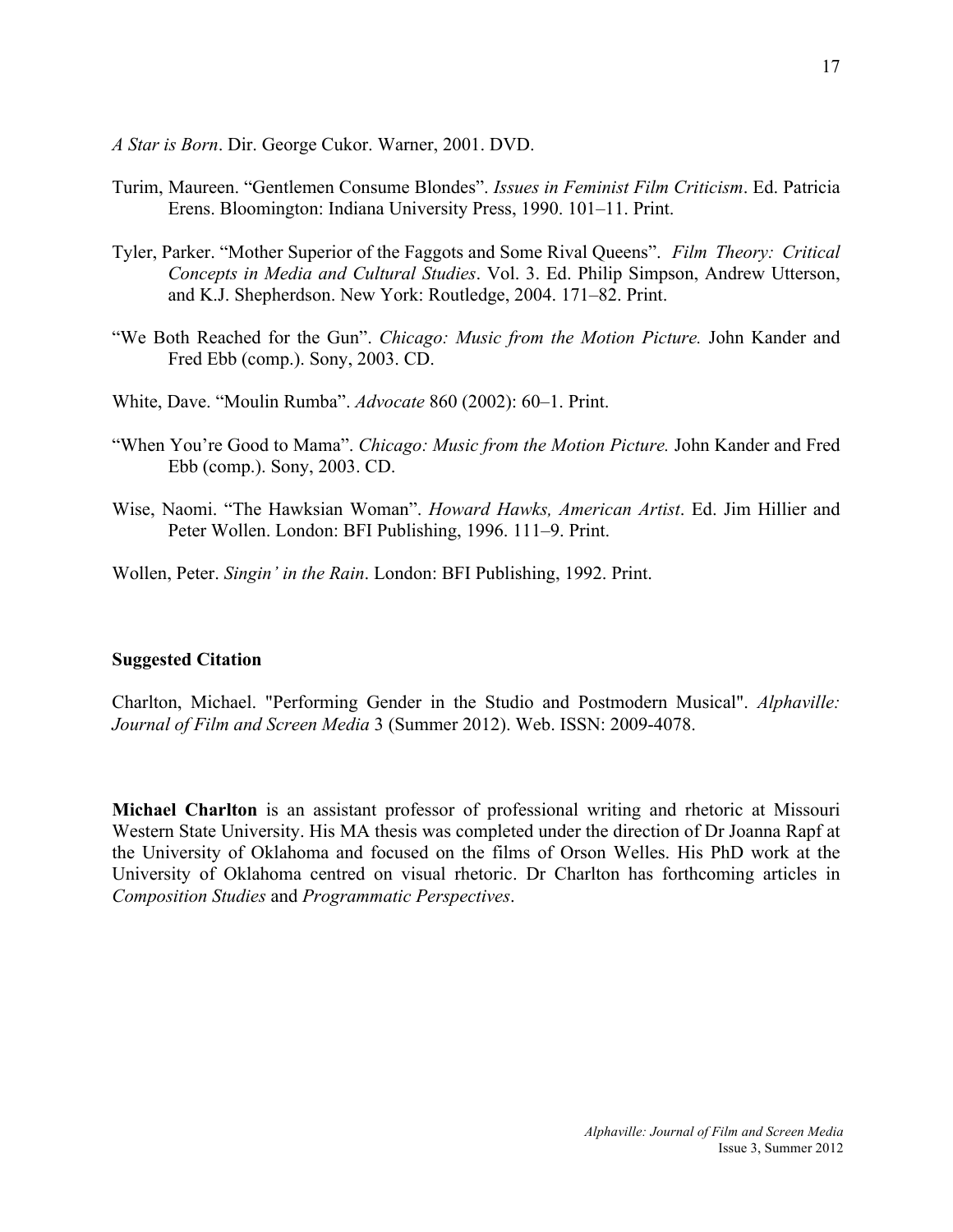*A Star is Born*. Dir. George Cukor. Warner, 2001. DVD.

Turim, Maureen. "Gentlemen Consume Blondes". *Issues in Feminist Film Criticism*. Ed. Patricia Erens. Bloomington: Indiana University Press, 1990. 101–11. Print.

Tyler, Parker. "Mother Superior of the Faggots and Some Rival Queens". *Film Theory: Critical Concepts in Media and Cultural Studies*. Vol. 3. Ed. Philip Simpson, Andrew Utterson, and K.J. Shepherdson. New York: Routledge, 2004. 171–82. Print.

"We Both Reached for the Gun". *Chicago: Music from the Motion Picture.* John Kander and Fred Ebb (comp.). Sony, 2003. CD.

White, Dave. "Moulin Rumba". *Advocate* 860 (2002): 60–1. Print.

"When You're Good to Mama". *Chicago: Music from the Motion Picture.* John Kander and Fred Ebb (comp.). Sony, 2003. CD.

Wise, Naomi. "The Hawksian Woman". *Howard Hawks, American Artist*. Ed. Jim Hillier and Peter Wollen. London: BFI Publishing, 1996. 111–9. Print.

Wollen, Peter. *Singin' in the Rain*. London: BFI Publishing, 1992. Print.

**Suggested Citation**

Charlton, Michael. "Performing Gender in the Studio and Postmodern Musical". *Alphaville: Journal of Film and Screen Media* 3 (Summer 2012). Web. ISSN: 2009-4078.

**Michael Charlton** is an assistant professor of professional writing and rhetoric at Missouri Western State University. His MA thesis was completed under the direction of Dr Joanna Rapf at the University of Oklahoma and focused on the films of Orson Welles. His PhD work at the University of Oklahoma centred on visual rhetoric. Dr Charlton has forthcoming articles in *Composition Studies* and *Programmatic Perspectives*.